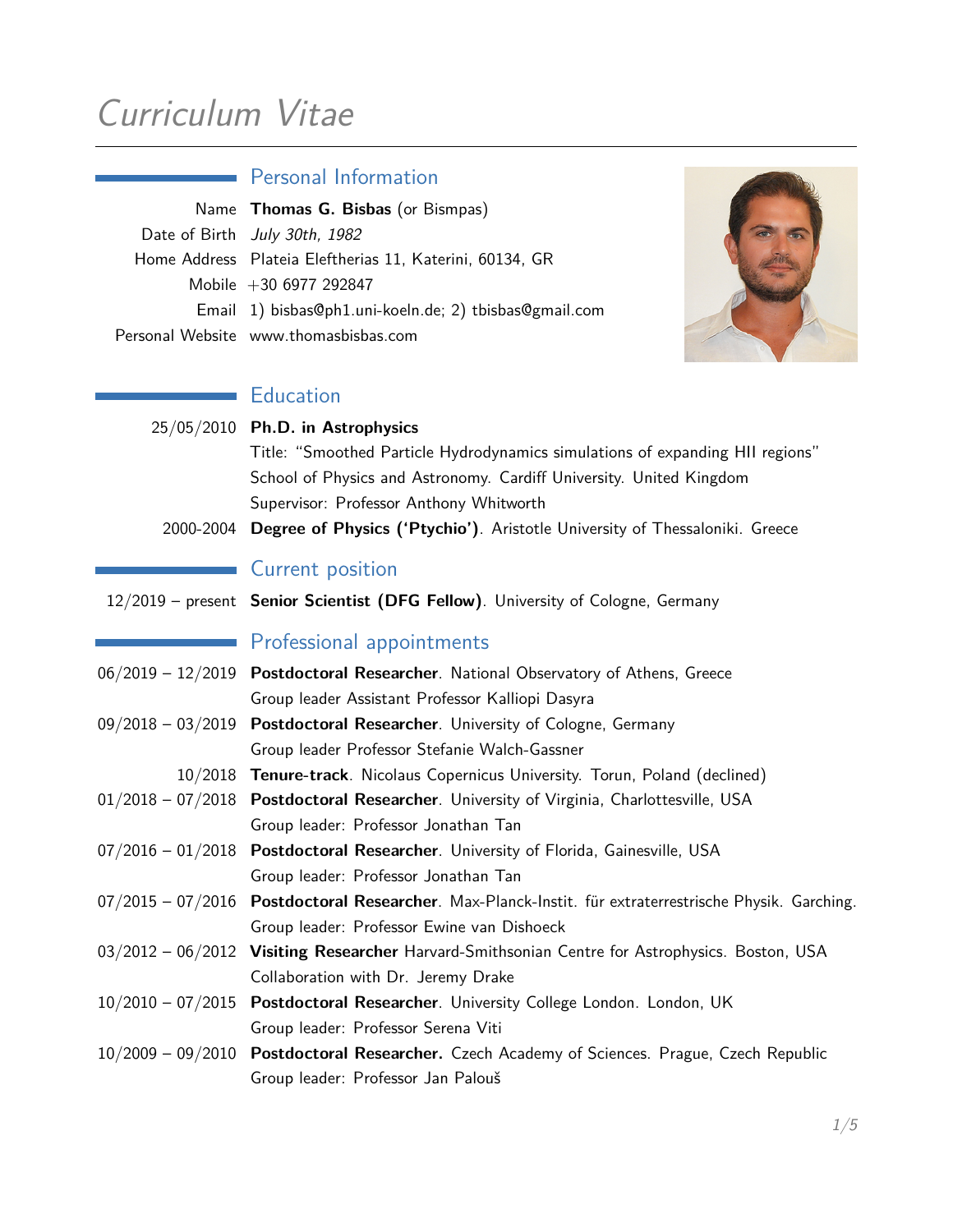# Curriculum Vitae

## Personal Information

| | |
|---|---|
| Name | **Thomas G. Bisbas** (or Bismpas) |
| Date of Birth | *July 30th, 1982* |
| Home Address | Plateia Eleftherias 11, Katerini, 60134, GR |
| Mobile | +30 6977 292847 |
| Email | 1) bisbas@ph1.uni-koeln.de; 2) tbisbas@gmail.com |
| Personal Website | www.thomasbisbas.com |

## Education

25/05/2010 **Ph.D. in Astrophysics**
Title: "Smoothed Particle Hydrodynamics simulations of expanding HII regions"
School of Physics and Astronomy. Cardiff University. United Kingdom
Supervisor: Professor Anthony Whitworth

2000-2004 **Degree of Physics ('Ptychio')**. Aristotle University of Thessaloniki. Greece

## Current position

12/2019 – present **Senior Scientist (DFG Fellow)**. University of Cologne, Germany

## Professional appointments

06/2019 – 12/2019 **Postdoctoral Researcher**. National Observatory of Athens, Greece
Group leader Assistant Professor Kalliopi Dasyra

09/2018 – 03/2019 **Postdoctoral Researcher**. University of Cologne, Germany
Group leader Professor Stefanie Walch-Gassner

10/2018 **Tenure-track**. Nicolaus Copernicus University. Torun, Poland (declined)

01/2018 – 07/2018 **Postdoctoral Researcher**. University of Virginia, Charlottesville, USA
Group leader: Professor Jonathan Tan

07/2016 – 01/2018 **Postdoctoral Researcher**. University of Florida, Gainesville, USA
Group leader: Professor Jonathan Tan

07/2015 – 07/2016 **Postdoctoral Researcher**. Max-Planck-Instit. für extraterrestrische Physik. Garching.
Group leader: Professor Ewine van Dishoeck

03/2012 – 06/2012 **Visiting Researcher** Harvard-Smithsonian Centre for Astrophysics. Boston, USA
Collaboration with Dr. Jeremy Drake

10/2010 – 07/2015 **Postdoctoral Researcher**. University College London. London, UK
Group leader: Professor Serena Viti

10/2009 – 09/2010 **Postdoctoral Researcher.** Czech Academy of Sciences. Prague, Czech Republic
Group leader: Professor Jan Palouš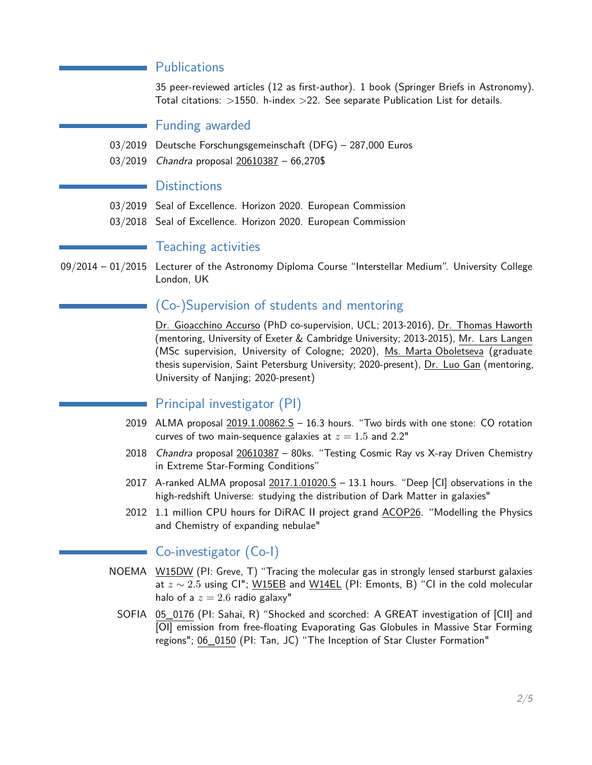## Publications

35 peer-reviewed articles (12 as first-author). 1 book (Springer Briefs in Astronomy). Total citations: >1550. h-index >22. See separate Publication List for details.

## Funding awarded

- 03/2019 Deutsche Forschungsgemeinschaft (DFG) – 287,000 Euros
- 03/2019 *Chandra* proposal 20610387 – 66,270$

## Distinctions

- 03/2019 Seal of Excellence. Horizon 2020. European Commission
- 03/2018 Seal of Excellence. Horizon 2020. European Commission

## Teaching activities

- 09/2014 – 01/2015 Lecturer of the Astronomy Diploma Course "Interstellar Medium". University College London, UK

## (Co-)Supervision of students and mentoring

Dr. Gioacchino Accurso (PhD co-supervision, UCL; 2013-2016), Dr. Thomas Haworth (mentoring, University of Exeter & Cambridge University; 2013-2015), Mr. Lars Langen (MSc supervision, University of Cologne; 2020), Ms. Marta Oboletseva (graduate thesis supervision, Saint Petersburg University; 2020-present), Dr. Luo Gan (mentoring, University of Nanjing; 2020-present)

## Principal investigator (PI)

- 2019 ALMA proposal 2019.1.00862.S – 16.3 hours. "Two birds with one stone: CO rotation curves of two main-sequence galaxies at $z = 1.5$ and 2.2"
- 2018 *Chandra* proposal 20610387 – 80ks. "Testing Cosmic Ray vs X-ray Driven Chemistry in Extreme Star-Forming Conditions"
- 2017 A-ranked ALMA proposal 2017.1.01020.S – 13.1 hours. "Deep [CI] observations in the high-redshift Universe: studying the distribution of Dark Matter in galaxies"
- 2012 1.1 million CPU hours for DiRAC II project grand ACOP26. "Modelling the Physics and Chemistry of expanding nebulae"

## Co-investigator (Co-I)

- NOEMA W15DW (PI: Greve, T) "Tracing the molecular gas in strongly lensed starburst galaxies at $z \sim 2.5$ using CI"; W15EB and W14EL (PI: Emonts, B) "CI in the cold molecular halo of a $z = 2.6$ radio galaxy"
- SOFIA 05_0176 (PI: Sahai, R) "Shocked and scorched: A GREAT investigation of [CII] and [OI] emission from free-floating Evaporating Gas Globules in Massive Star Forming regions"; 06_0150 (PI: Tan, JC) "The Inception of Star Cluster Formation"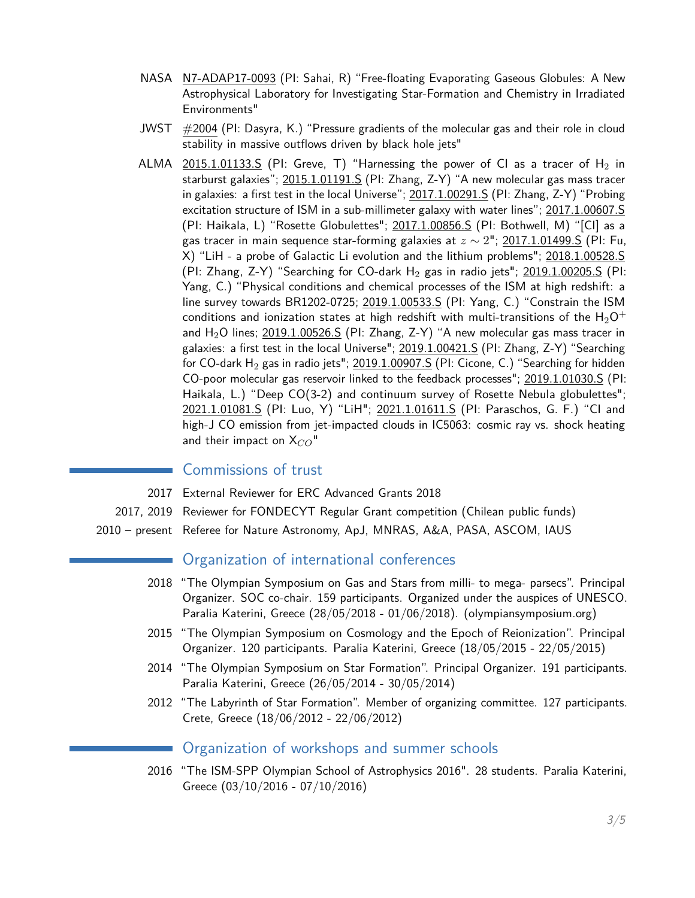NASA N7-ADAP17-0093 (PI: Sahai, R) "Free-floating Evaporating Gaseous Globules: A New Astrophysical Laboratory for Investigating Star-Formation and Chemistry in Irradiated Environments"

JWST #2004 (PI: Dasyra, K.) "Pressure gradients of the molecular gas and their role in cloud stability in massive outflows driven by black hole jets"

ALMA 2015.1.01133.S (PI: Greve, T) "Harnessing the power of CI as a tracer of $H_2$ in starburst galaxies"; 2015.1.01191.S (PI: Zhang, Z-Y) "A new molecular gas mass tracer in galaxies: a first test in the local Universe"; 2017.1.00291.S (PI: Zhang, Z-Y) "Probing excitation structure of ISM in a sub-millimeter galaxy with water lines"; 2017.1.00607.S (PI: Haikala, L) "Rosette Globulettes"; 2017.1.00856.S (PI: Bothwell, M) "[CI] as a gas tracer in main sequence star-forming galaxies at $z \sim 2$"; 2017.1.01499.S (PI: Fu, X) "LiH - a probe of Galactic Li evolution and the lithium problems"; 2018.1.00528.S (PI: Zhang, Z-Y) "Searching for CO-dark $H_2$ gas in radio jets"; 2019.1.00205.S (PI: Yang, C.) "Physical conditions and chemical processes of the ISM at high redshift: a line survey towards BR1202-0725; 2019.1.00533.S (PI: Yang, C.) "Constrain the ISM conditions and ionization states at high redshift with multi-transitions of the $H_2O^+$ and $H_2O$ lines; 2019.1.00526.S (PI: Zhang, Z-Y) "A new molecular gas mass tracer in galaxies: a first test in the local Universe"; 2019.1.00421.S (PI: Zhang, Z-Y) "Searching for CO-dark $H_2$ gas in radio jets"; 2019.1.00907.S (PI: Cicone, C.) "Searching for hidden CO-poor molecular gas reservoir linked to the feedback processes"; 2019.1.01030.S (PI: Haikala, L.) "Deep CO(3-2) and continuum survey of Rosette Nebula globulettes"; 2021.1.01081.S (PI: Luo, Y) "LiH"; 2021.1.01611.S (PI: Paraschos, G. F.) "CI and high-J CO emission from jet-impacted clouds in IC5063: cosmic ray vs. shock heating and their impact on $X_{CO}$"

## Commissions of trust

- 2017 External Reviewer for ERC Advanced Grants 2018
- 2017, 2019 Reviewer for FONDECYT Regular Grant competition (Chilean public funds)
- 2010 – present Referee for Nature Astronomy, ApJ, MNRAS, A&A, PASA, ASCOM, IAUS

## Organization of international conferences

- 2018 "The Olympian Symposium on Gas and Stars from milli- to mega- parsecs". Principal Organizer. SOC co-chair. 159 participants. Organized under the auspices of UNESCO. Paralia Katerini, Greece (28/05/2018 - 01/06/2018). (olympiansymposium.org)
- 2015 "The Olympian Symposium on Cosmology and the Epoch of Reionization". Principal Organizer. 120 participants. Paralia Katerini, Greece (18/05/2015 - 22/05/2015)
- 2014 "The Olympian Symposium on Star Formation". Principal Organizer. 191 participants. Paralia Katerini, Greece (26/05/2014 - 30/05/2014)
- 2012 "The Labyrinth of Star Formation". Member of organizing committee. 127 participants. Crete, Greece (18/06/2012 - 22/06/2012)

## Organization of workshops and summer schools

- 2016 "The ISM-SPP Olympian School of Astrophysics 2016". 28 students. Paralia Katerini, Greece (03/10/2016 - 07/10/2016)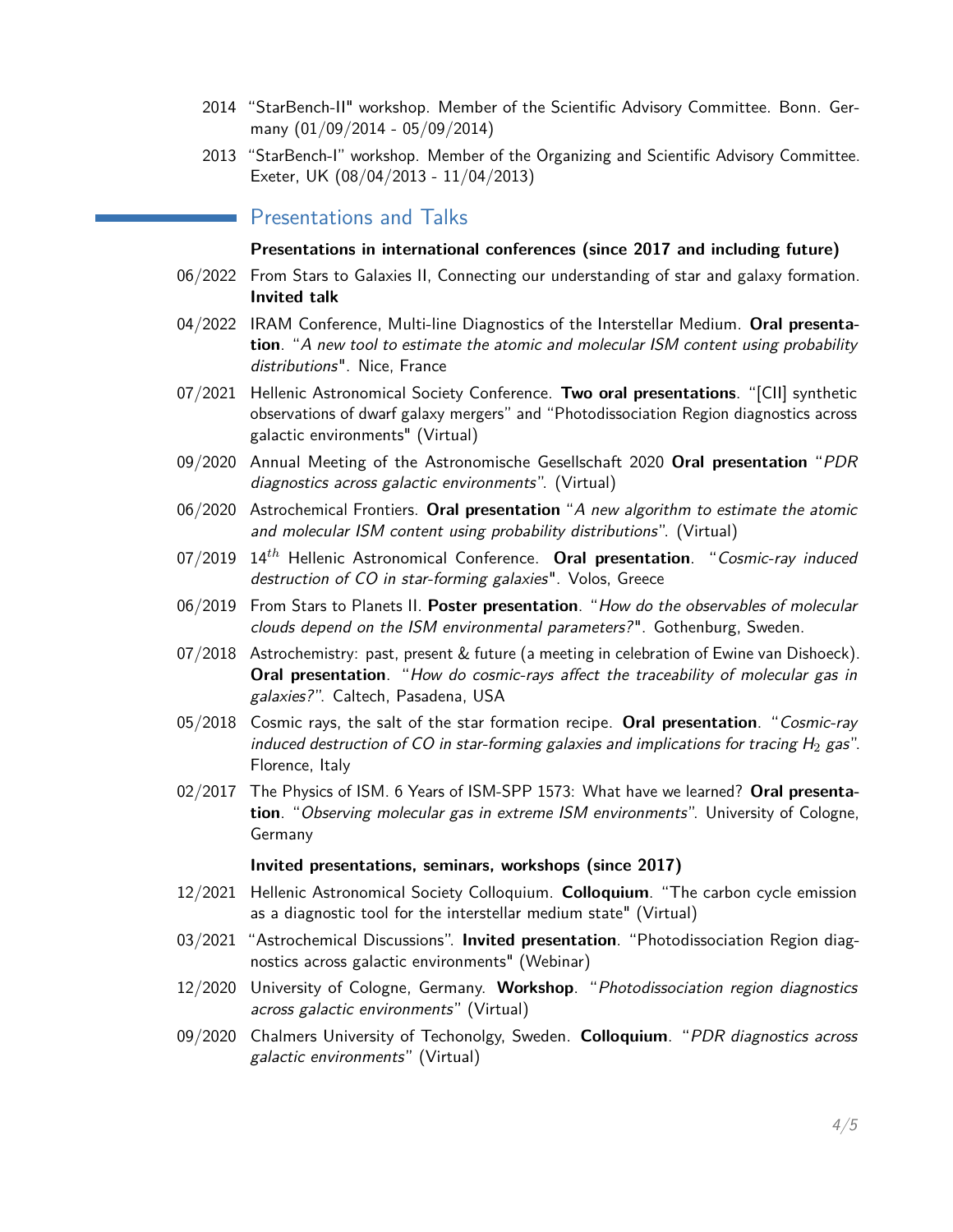- 2014 "StarBench-II" workshop. Member of the Scientific Advisory Committee. Bonn. Germany (01/09/2014 - 05/09/2014)
- 2013 "StarBench-I" workshop. Member of the Organizing and Scientific Advisory Committee. Exeter, UK (08/04/2013 - 11/04/2013)

## Presentations and Talks

**Presentations in international conferences (since 2017 and including future)**

- 06/2022 From Stars to Galaxies II, Connecting our understanding of star and galaxy formation. **Invited talk**
- 04/2022 IRAM Conference, Multi-line Diagnostics of the Interstellar Medium. **Oral presentation**. "*A new tool to estimate the atomic and molecular ISM content using probability distributions*". Nice, France
- 07/2021 Hellenic Astronomical Society Conference. **Two oral presentations**. "[CII] synthetic observations of dwarf galaxy mergers" and "Photodissociation Region diagnostics across galactic environments" (Virtual)
- 09/2020 Annual Meeting of the Astronomische Gesellschaft 2020 **Oral presentation** "*PDR diagnostics across galactic environments*". (Virtual)
- 06/2020 Astrochemical Frontiers. **Oral presentation** "*A new algorithm to estimate the atomic and molecular ISM content using probability distributions*". (Virtual)
- 07/2019 14$^{th}$ Hellenic Astronomical Conference. **Oral presentation**. "*Cosmic-ray induced destruction of CO in star-forming galaxies*". Volos, Greece
- 06/2019 From Stars to Planets II. **Poster presentation**. "*How do the observables of molecular clouds depend on the ISM environmental parameters?*". Gothenburg, Sweden.
- 07/2018 Astrochemistry: past, present & future (a meeting in celebration of Ewine van Dishoeck). **Oral presentation**. "*How do cosmic-rays affect the traceability of molecular gas in galaxies?*". Caltech, Pasadena, USA
- 05/2018 Cosmic rays, the salt of the star formation recipe. **Oral presentation**. "*Cosmic-ray induced destruction of CO in star-forming galaxies and implications for tracing $H_2$ gas*". Florence, Italy
- 02/2017 The Physics of ISM. 6 Years of ISM-SPP 1573: What have we learned? **Oral presentation**. "*Observing molecular gas in extreme ISM environments*". University of Cologne, Germany

**Invited presentations, seminars, workshops (since 2017)**

- 12/2021 Hellenic Astronomical Society Colloquium. **Colloquium**. "The carbon cycle emission as a diagnostic tool for the interstellar medium state" (Virtual)
- 03/2021 "Astrochemical Discussions". **Invited presentation**. "Photodissociation Region diagnostics across galactic environments" (Webinar)
- 12/2020 University of Cologne, Germany. **Workshop**. "*Photodissociation region diagnostics across galactic environments*" (Virtual)
- 09/2020 Chalmers University of Techonolgy, Sweden. **Colloquium**. "*PDR diagnostics across galactic environments*" (Virtual)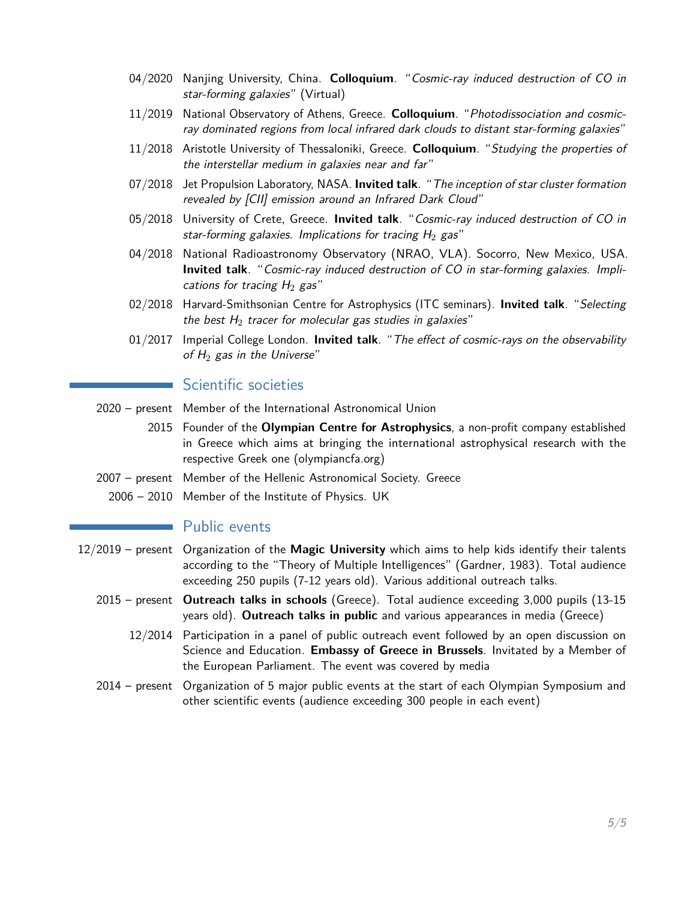- 04/2020 Nanjing University, China. **Colloquium**. "*Cosmic-ray induced destruction of CO in star-forming galaxies*" (Virtual)
- 11/2019 National Observatory of Athens, Greece. **Colloquium**. "*Photodissociation and cosmic-ray dominated regions from local infrared dark clouds to distant star-forming galaxies*"
- 11/2018 Aristotle University of Thessaloniki, Greece. **Colloquium**. "*Studying the properties of the interstellar medium in galaxies near and far*"
- 07/2018 Jet Propulsion Laboratory, NASA. **Invited talk**. "*The inception of star cluster formation revealed by [CII] emission around an Infrared Dark Cloud*"
- 05/2018 University of Crete, Greece. **Invited talk**. "*Cosmic-ray induced destruction of CO in star-forming galaxies. Implications for tracing $H_2$ gas*"
- 04/2018 National Radioastronomy Observatory (NRAO, VLA). Socorro, New Mexico, USA. **Invited talk**. "*Cosmic-ray induced destruction of CO in star-forming galaxies. Implications for tracing $H_2$ gas*"
- 02/2018 Harvard-Smithsonian Centre for Astrophysics (ITC seminars). **Invited talk**. "*Selecting the best $H_2$ tracer for molecular gas studies in galaxies*"
- 01/2017 Imperial College London. **Invited talk**. "*The effect of cosmic-rays on the observability of $H_2$ gas in the Universe*"

## Scientific societies

- 2020 – present Member of the International Astronomical Union
- 2015 Founder of the **Olympian Centre for Astrophysics**, a non-profit company established in Greece which aims at bringing the international astrophysical research with the respective Greek one (olympiancfa.org)
- 2007 – present Member of the Hellenic Astronomical Society. Greece
- 2006 – 2010 Member of the Institute of Physics. UK

## Public events

- 12/2019 – present Organization of the **Magic University** which aims to help kids identify their talents according to the "Theory of Multiple Intelligences" (Gardner, 1983). Total audience exceeding 250 pupils (7-12 years old). Various additional outreach talks.
- 2015 – present **Outreach talks in schools** (Greece). Total audience exceeding 3,000 pupils (13-15 years old). **Outreach talks in public** and various appearances in media (Greece)
- 12/2014 Participation in a panel of public outreach event followed by an open discussion on Science and Education. **Embassy of Greece in Brussels**. Invitated by a Member of the European Parliament. The event was covered by media
- 2014 – present Organization of 5 major public events at the start of each Olympian Symposium and other scientific events (audience exceeding 300 people in each event)